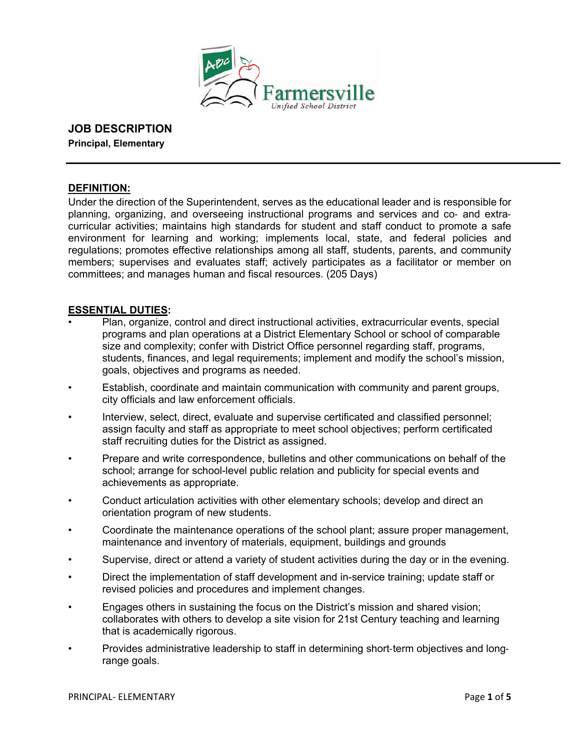Farmersville
Unified School District

# JOB DESCRIPTION

**Principal, Elementary**

---

## DEFINITION:

Under the direction of the Superintendent, serves as the educational leader and is responsible for planning, organizing, and overseeing instructional programs and services and co- and extra-curricular activities; maintains high standards for student and staff conduct to promote a safe environment for learning and working; implements local, state, and federal policies and regulations; promotes effective relationships among all staff, students, parents, and community members; supervises and evaluates staff; actively participates as a facilitator or member on committees; and manages human and fiscal resources. (205 Days)

## ESSENTIAL DUTIES:

- Plan, organize, control and direct instructional activities, extracurricular events, special programs and plan operations at a District Elementary School or school of comparable size and complexity; confer with District Office personnel regarding staff, programs, students, finances, and legal requirements; implement and modify the school's mission, goals, objectives and programs as needed.
- Establish, coordinate and maintain communication with community and parent groups, city officials and law enforcement officials.
- Interview, select, direct, evaluate and supervise certificated and classified personnel; assign faculty and staff as appropriate to meet school objectives; perform certificated staff recruiting duties for the District as assigned.
- Prepare and write correspondence, bulletins and other communications on behalf of the school; arrange for school-level public relation and publicity for special events and achievements as appropriate.
- Conduct articulation activities with other elementary schools; develop and direct an orientation program of new students.
- Coordinate the maintenance operations of the school plant; assure proper management, maintenance and inventory of materials, equipment, buildings and grounds
- Supervise, direct or attend a variety of student activities during the day or in the evening.
- Direct the implementation of staff development and in-service training; update staff or revised policies and procedures and implement changes.
- Engages others in sustaining the focus on the District's mission and shared vision; collaborates with others to develop a site vision for 21st Century teaching and learning that is academically rigorous.
- Provides administrative leadership to staff in determining short-term objectives and long-range goals.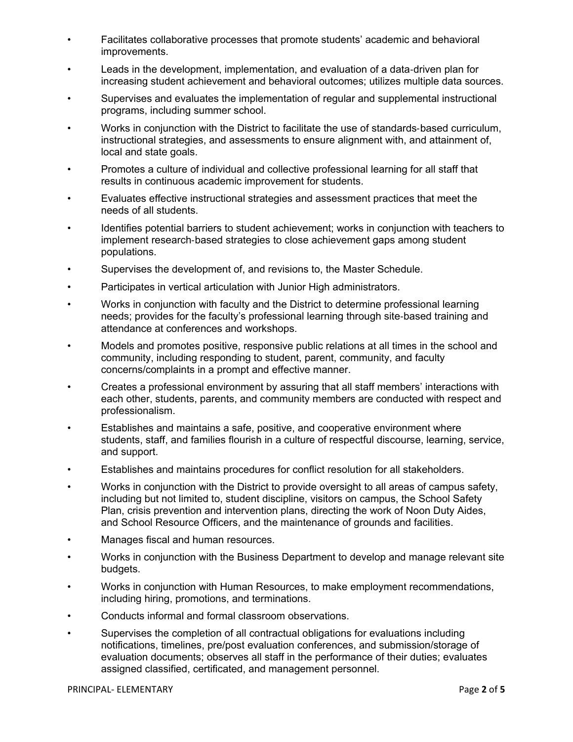- Facilitates collaborative processes that promote students' academic and behavioral improvements.
- Leads in the development, implementation, and evaluation of a data-driven plan for increasing student achievement and behavioral outcomes; utilizes multiple data sources.
- Supervises and evaluates the implementation of regular and supplemental instructional programs, including summer school.
- Works in conjunction with the District to facilitate the use of standards-based curriculum, instructional strategies, and assessments to ensure alignment with, and attainment of, local and state goals.
- Promotes a culture of individual and collective professional learning for all staff that results in continuous academic improvement for students.
- Evaluates effective instructional strategies and assessment practices that meet the needs of all students.
- Identifies potential barriers to student achievement; works in conjunction with teachers to implement research-based strategies to close achievement gaps among student populations.
- Supervises the development of, and revisions to, the Master Schedule.
- Participates in vertical articulation with Junior High administrators.
- Works in conjunction with faculty and the District to determine professional learning needs; provides for the faculty's professional learning through site-based training and attendance at conferences and workshops.
- Models and promotes positive, responsive public relations at all times in the school and community, including responding to student, parent, community, and faculty concerns/complaints in a prompt and effective manner.
- Creates a professional environment by assuring that all staff members' interactions with each other, students, parents, and community members are conducted with respect and professionalism.
- Establishes and maintains a safe, positive, and cooperative environment where students, staff, and families flourish in a culture of respectful discourse, learning, service, and support.
- Establishes and maintains procedures for conflict resolution for all stakeholders.
- Works in conjunction with the District to provide oversight to all areas of campus safety, including but not limited to, student discipline, visitors on campus, the School Safety Plan, crisis prevention and intervention plans, directing the work of Noon Duty Aides, and School Resource Officers, and the maintenance of grounds and facilities.
- Manages fiscal and human resources.
- Works in conjunction with the Business Department to develop and manage relevant site budgets.
- Works in conjunction with Human Resources, to make employment recommendations, including hiring, promotions, and terminations.
- Conducts informal and formal classroom observations.
- Supervises the completion of all contractual obligations for evaluations including notifications, timelines, pre/post evaluation conferences, and submission/storage of evaluation documents; observes all staff in the performance of their duties; evaluates assigned classified, certificated, and management personnel.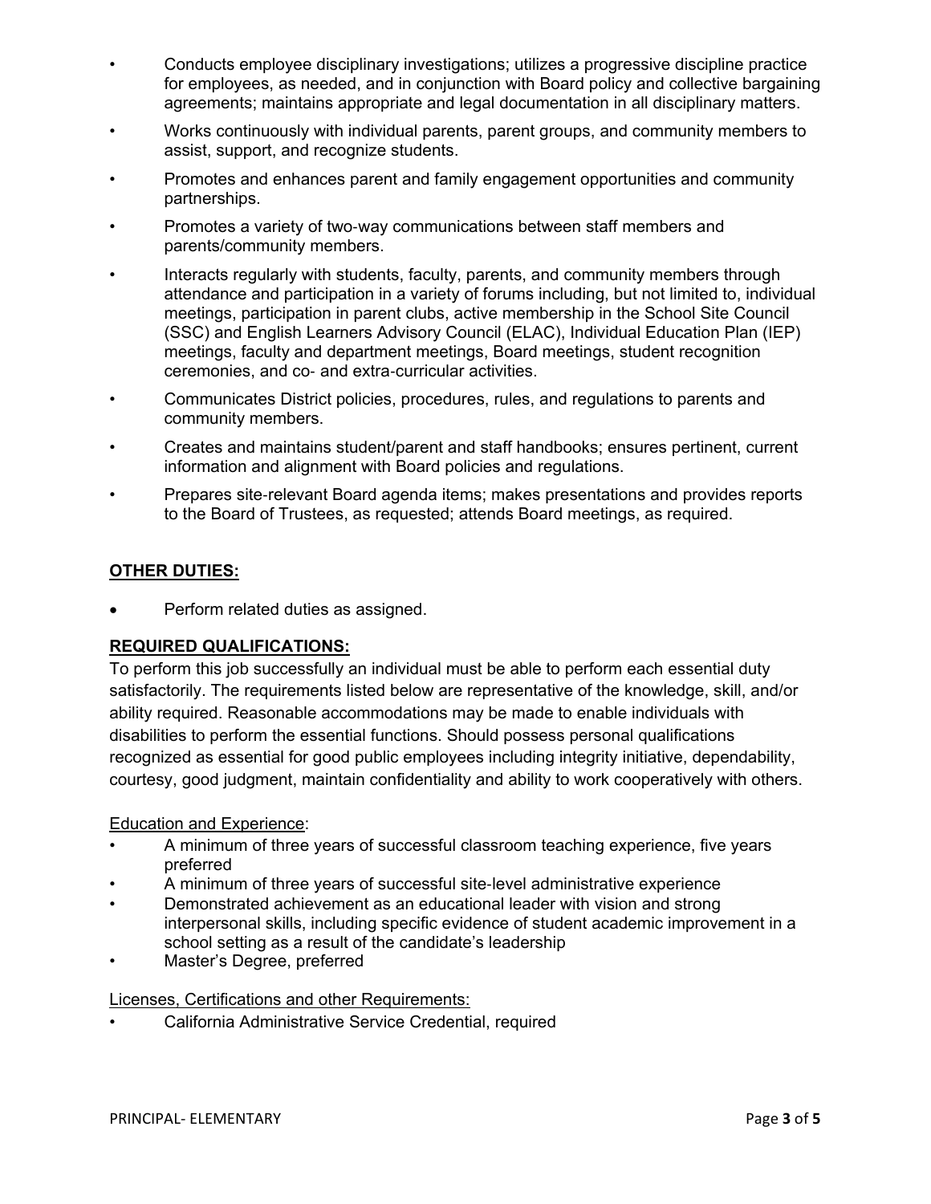- Conducts employee disciplinary investigations; utilizes a progressive discipline practice for employees, as needed, and in conjunction with Board policy and collective bargaining agreements; maintains appropriate and legal documentation in all disciplinary matters.
- Works continuously with individual parents, parent groups, and community members to assist, support, and recognize students.
- Promotes and enhances parent and family engagement opportunities and community partnerships.
- Promotes a variety of two-way communications between staff members and parents/community members.
- Interacts regularly with students, faculty, parents, and community members through attendance and participation in a variety of forums including, but not limited to, individual meetings, participation in parent clubs, active membership in the School Site Council (SSC) and English Learners Advisory Council (ELAC), Individual Education Plan (IEP) meetings, faculty and department meetings, Board meetings, student recognition ceremonies, and co- and extra-curricular activities.
- Communicates District policies, procedures, rules, and regulations to parents and community members.
- Creates and maintains student/parent and staff handbooks; ensures pertinent, current information and alignment with Board policies and regulations.
- Prepares site-relevant Board agenda items; makes presentations and provides reports to the Board of Trustees, as requested; attends Board meetings, as required.

## OTHER DUTIES:

- Perform related duties as assigned.

## REQUIRED QUALIFICATIONS:

To perform this job successfully an individual must be able to perform each essential duty satisfactorily. The requirements listed below are representative of the knowledge, skill, and/or ability required. Reasonable accommodations may be made to enable individuals with disabilities to perform the essential functions. Should possess personal qualifications recognized as essential for good public employees including integrity initiative, dependability, courtesy, good judgment, maintain confidentiality and ability to work cooperatively with others.

Education and Experience:

- A minimum of three years of successful classroom teaching experience, five years preferred
- A minimum of three years of successful site-level administrative experience
- Demonstrated achievement as an educational leader with vision and strong interpersonal skills, including specific evidence of student academic improvement in a school setting as a result of the candidate's leadership
- Master's Degree, preferred

Licenses, Certifications and other Requirements:

- California Administrative Service Credential, required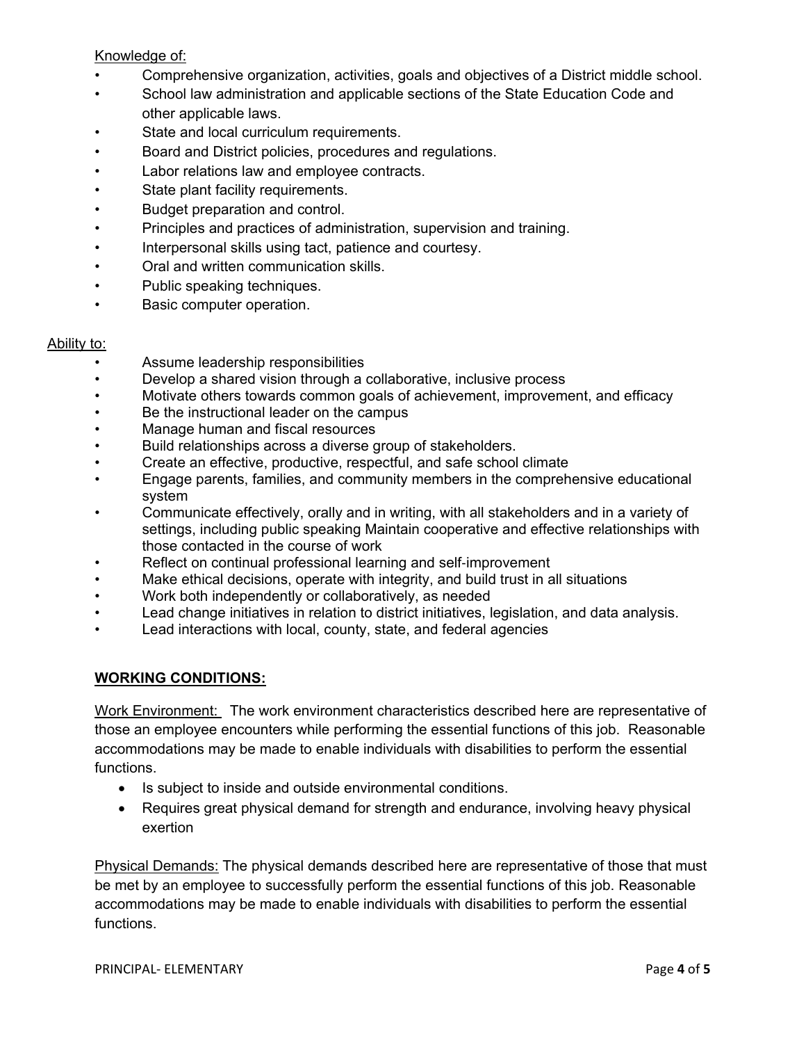Knowledge of:

- Comprehensive organization, activities, goals and objectives of a District middle school.
- School law administration and applicable sections of the State Education Code and other applicable laws.
- State and local curriculum requirements.
- Board and District policies, procedures and regulations.
- Labor relations law and employee contracts.
- State plant facility requirements.
- Budget preparation and control.
- Principles and practices of administration, supervision and training.
- Interpersonal skills using tact, patience and courtesy.
- Oral and written communication skills.
- Public speaking techniques.
- Basic computer operation.

Ability to:

- Assume leadership responsibilities
- Develop a shared vision through a collaborative, inclusive process
- Motivate others towards common goals of achievement, improvement, and efficacy
- Be the instructional leader on the campus
- Manage human and fiscal resources
- Build relationships across a diverse group of stakeholders.
- Create an effective, productive, respectful, and safe school climate
- Engage parents, families, and community members in the comprehensive educational system
- Communicate effectively, orally and in writing, with all stakeholders and in a variety of settings, including public speaking Maintain cooperative and effective relationships with those contacted in the course of work
- Reflect on continual professional learning and self-improvement
- Make ethical decisions, operate with integrity, and build trust in all situations
- Work both independently or collaboratively, as needed
- Lead change initiatives in relation to district initiatives, legislation, and data analysis.
- Lead interactions with local, county, state, and federal agencies

**WORKING CONDITIONS:**

Work Environment: The work environment characteristics described here are representative of those an employee encounters while performing the essential functions of this job. Reasonable accommodations may be made to enable individuals with disabilities to perform the essential functions.

- Is subject to inside and outside environmental conditions.
- Requires great physical demand for strength and endurance, involving heavy physical exertion

Physical Demands: The physical demands described here are representative of those that must be met by an employee to successfully perform the essential functions of this job. Reasonable accommodations may be made to enable individuals with disabilities to perform the essential functions.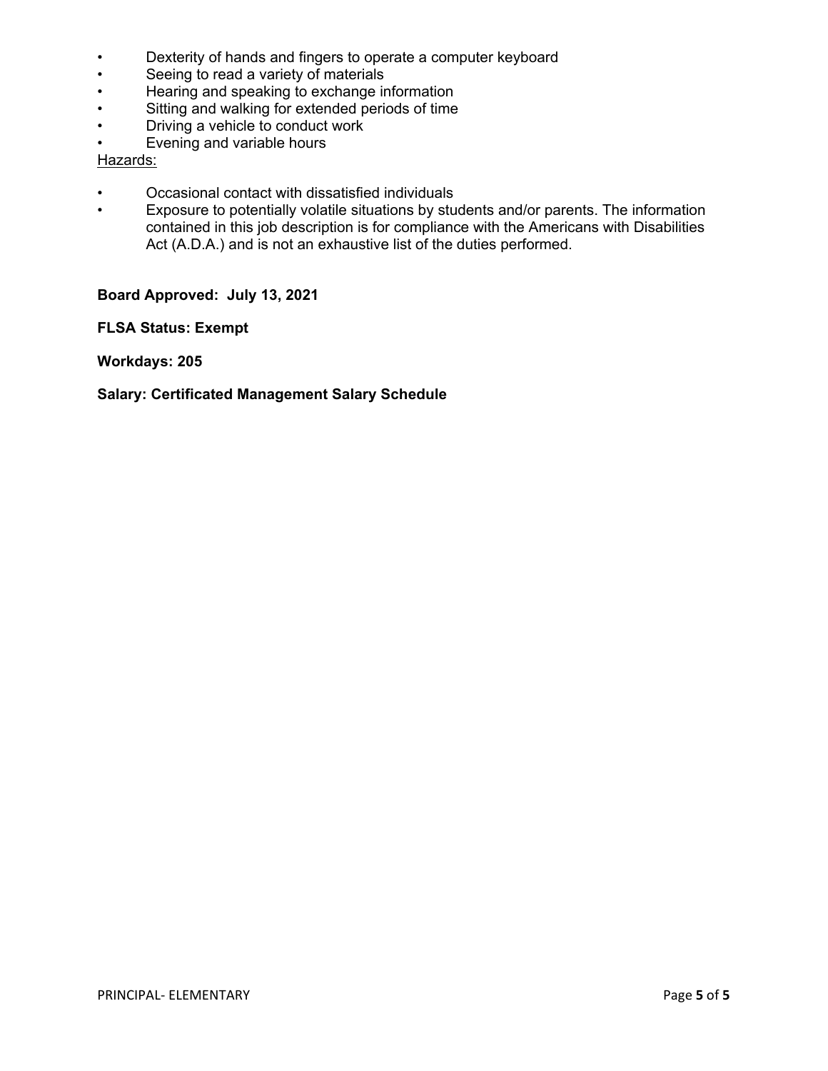- Dexterity of hands and fingers to operate a computer keyboard
- Seeing to read a variety of materials
- Hearing and speaking to exchange information
- Sitting and walking for extended periods of time
- Driving a vehicle to conduct work
- Evening and variable hours

Hazards:

- Occasional contact with dissatisfied individuals
- Exposure to potentially volatile situations by students and/or parents. The information contained in this job description is for compliance with the Americans with Disabilities Act (A.D.A.) and is not an exhaustive list of the duties performed.

**Board Approved: July 13, 2021**

**FLSA Status: Exempt**

**Workdays: 205**

**Salary: Certificated Management Salary Schedule**